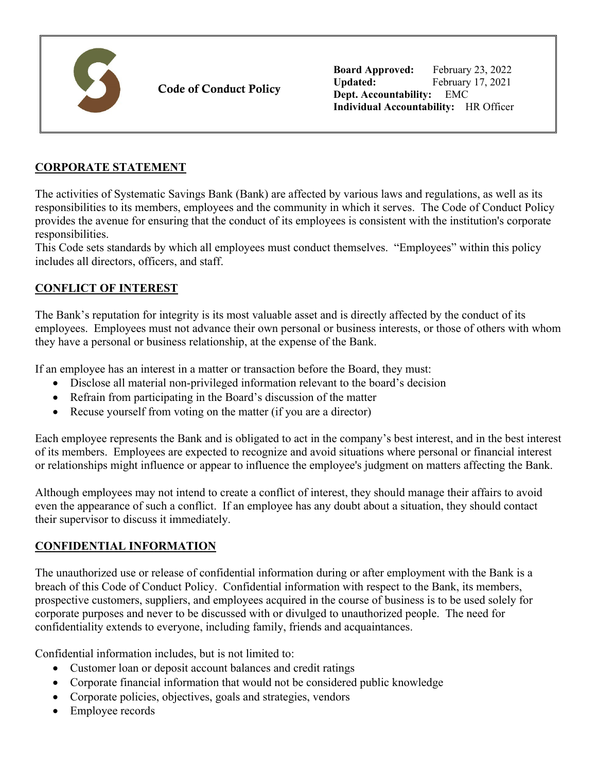# Code of Conduct Policy

**Board Approved:** February 23, 2022
**Updated:** February 17, 2021
**Dept. Accountability:** EMC
**Individual Accountability:** HR Officer

## CORPORATE STATEMENT

The activities of Systematic Savings Bank (Bank) are affected by various laws and regulations, as well as its responsibilities to its members, employees and the community in which it serves. The Code of Conduct Policy provides the avenue for ensuring that the conduct of its employees is consistent with the institution's corporate responsibilities.
This Code sets standards by which all employees must conduct themselves. "Employees" within this policy includes all directors, officers, and staff.

## CONFLICT OF INTEREST

The Bank's reputation for integrity is its most valuable asset and is directly affected by the conduct of its employees. Employees must not advance their own personal or business interests, or those of others with whom they have a personal or business relationship, at the expense of the Bank.

If an employee has an interest in a matter or transaction before the Board, they must:

- Disclose all material non-privileged information relevant to the board's decision
- Refrain from participating in the Board's discussion of the matter
- Recuse yourself from voting on the matter (if you are a director)

Each employee represents the Bank and is obligated to act in the company's best interest, and in the best interest of its members. Employees are expected to recognize and avoid situations where personal or financial interest or relationships might influence or appear to influence the employee's judgment on matters affecting the Bank.

Although employees may not intend to create a conflict of interest, they should manage their affairs to avoid even the appearance of such a conflict. If an employee has any doubt about a situation, they should contact their supervisor to discuss it immediately.

## CONFIDENTIAL INFORMATION

The unauthorized use or release of confidential information during or after employment with the Bank is a breach of this Code of Conduct Policy. Confidential information with respect to the Bank, its members, prospective customers, suppliers, and employees acquired in the course of business is to be used solely for corporate purposes and never to be discussed with or divulged to unauthorized people. The need for confidentiality extends to everyone, including family, friends and acquaintances.

Confidential information includes, but is not limited to:

- Customer loan or deposit account balances and credit ratings
- Corporate financial information that would not be considered public knowledge
- Corporate policies, objectives, goals and strategies, vendors
- Employee records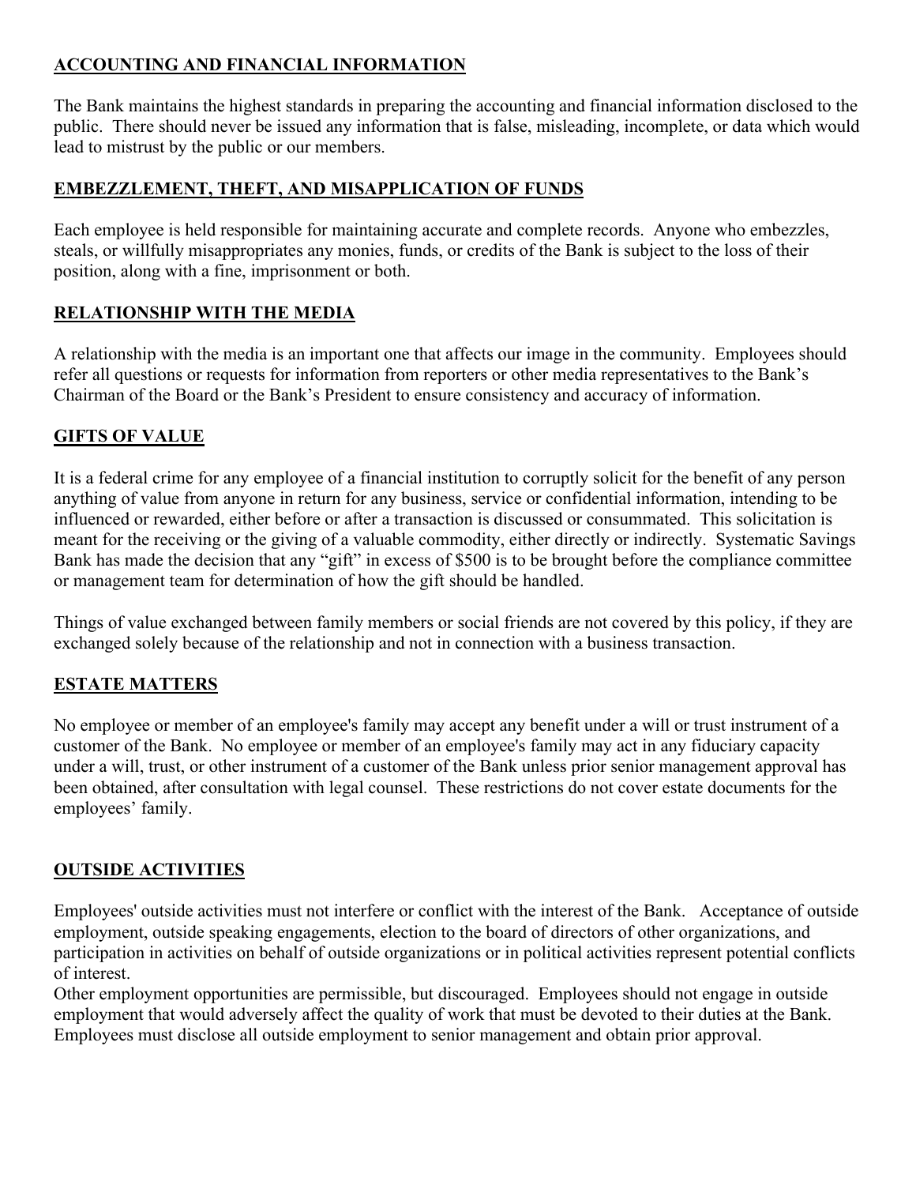## ACCOUNTING AND FINANCIAL INFORMATION

The Bank maintains the highest standards in preparing the accounting and financial information disclosed to the public. There should never be issued any information that is false, misleading, incomplete, or data which would lead to mistrust by the public or our members.

## EMBEZZLEMENT, THEFT, AND MISAPPLICATION OF FUNDS

Each employee is held responsible for maintaining accurate and complete records. Anyone who embezzles, steals, or willfully misappropriates any monies, funds, or credits of the Bank is subject to the loss of their position, along with a fine, imprisonment or both.

## RELATIONSHIP WITH THE MEDIA

A relationship with the media is an important one that affects our image in the community. Employees should refer all questions or requests for information from reporters or other media representatives to the Bank's Chairman of the Board or the Bank's President to ensure consistency and accuracy of information.

## GIFTS OF VALUE

It is a federal crime for any employee of a financial institution to corruptly solicit for the benefit of any person anything of value from anyone in return for any business, service or confidential information, intending to be influenced or rewarded, either before or after a transaction is discussed or consummated. This solicitation is meant for the receiving or the giving of a valuable commodity, either directly or indirectly. Systematic Savings Bank has made the decision that any "gift" in excess of $500 is to be brought before the compliance committee or management team for determination of how the gift should be handled.

Things of value exchanged between family members or social friends are not covered by this policy, if they are exchanged solely because of the relationship and not in connection with a business transaction.

## ESTATE MATTERS

No employee or member of an employee's family may accept any benefit under a will or trust instrument of a customer of the Bank. No employee or member of an employee's family may act in any fiduciary capacity under a will, trust, or other instrument of a customer of the Bank unless prior senior management approval has been obtained, after consultation with legal counsel. These restrictions do not cover estate documents for the employees' family.

## OUTSIDE ACTIVITIES

Employees' outside activities must not interfere or conflict with the interest of the Bank. Acceptance of outside employment, outside speaking engagements, election to the board of directors of other organizations, and participation in activities on behalf of outside organizations or in political activities represent potential conflicts of interest.

Other employment opportunities are permissible, but discouraged. Employees should not engage in outside employment that would adversely affect the quality of work that must be devoted to their duties at the Bank. Employees must disclose all outside employment to senior management and obtain prior approval.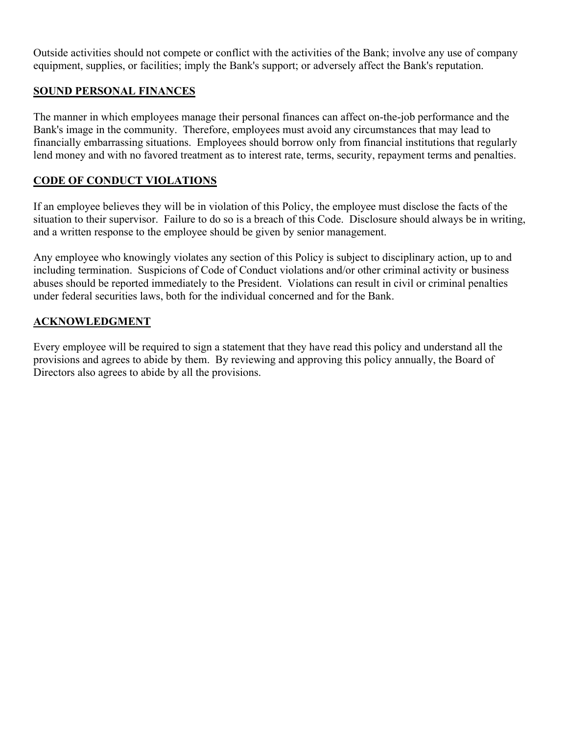Outside activities should not compete or conflict with the activities of the Bank; involve any use of company equipment, supplies, or facilities; imply the Bank's support; or adversely affect the Bank's reputation.

## SOUND PERSONAL FINANCES

The manner in which employees manage their personal finances can affect on-the-job performance and the Bank's image in the community. Therefore, employees must avoid any circumstances that may lead to financially embarrassing situations. Employees should borrow only from financial institutions that regularly lend money and with no favored treatment as to interest rate, terms, security, repayment terms and penalties.

## CODE OF CONDUCT VIOLATIONS

If an employee believes they will be in violation of this Policy, the employee must disclose the facts of the situation to their supervisor. Failure to do so is a breach of this Code. Disclosure should always be in writing, and a written response to the employee should be given by senior management.

Any employee who knowingly violates any section of this Policy is subject to disciplinary action, up to and including termination. Suspicions of Code of Conduct violations and/or other criminal activity or business abuses should be reported immediately to the President. Violations can result in civil or criminal penalties under federal securities laws, both for the individual concerned and for the Bank.

## ACKNOWLEDGMENT

Every employee will be required to sign a statement that they have read this policy and understand all the provisions and agrees to abide by them. By reviewing and approving this policy annually, the Board of Directors also agrees to abide by all the provisions.